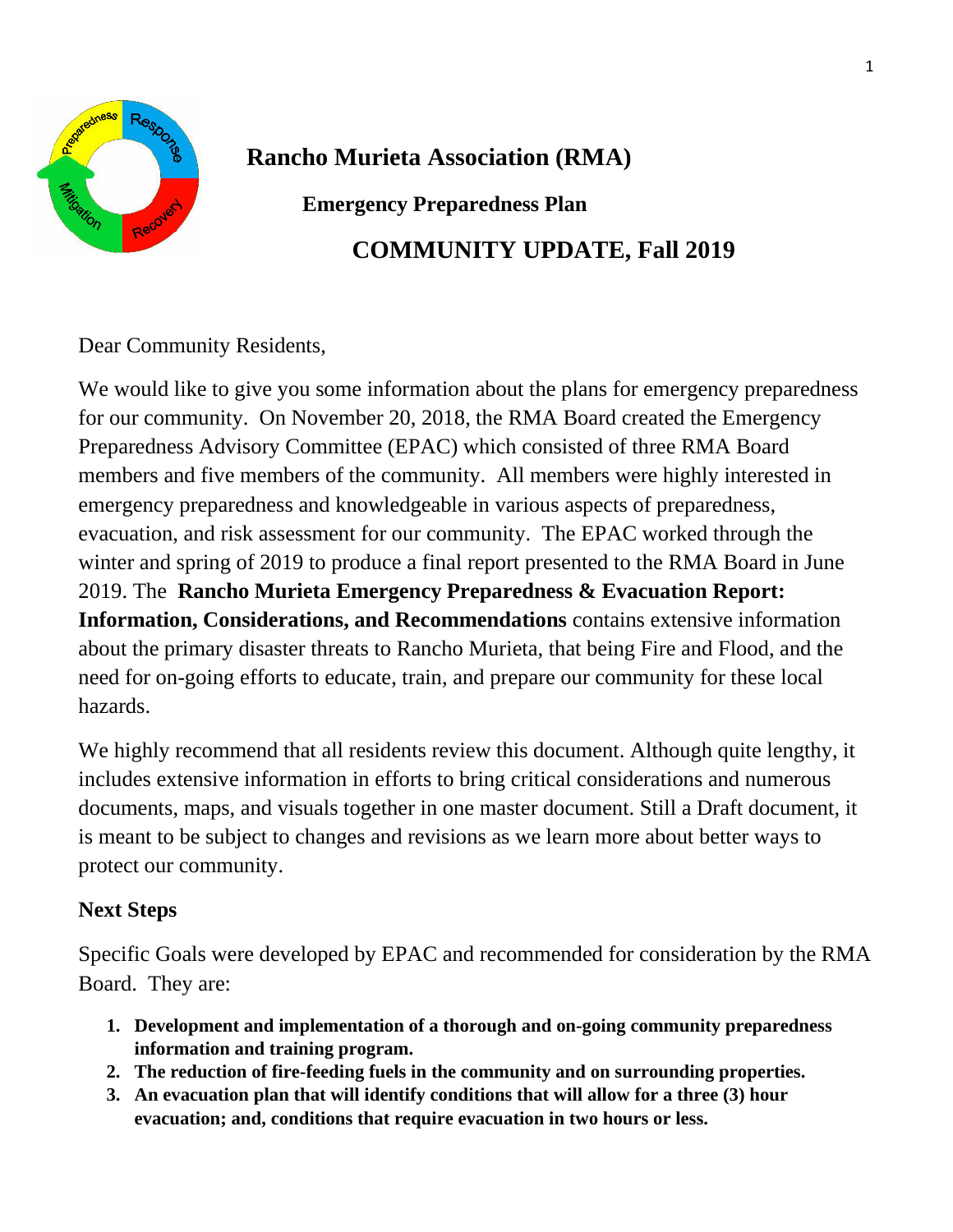# Rancho Murieta Association (RMA)

## Emergency Preparedness Plan

## COMMUNITY UPDATE, Fall 2019

Dear Community Residents,

We would like to give you some information about the plans for emergency preparedness for our community. On November 20, 2018, the RMA Board created the Emergency Preparedness Advisory Committee (EPAC) which consisted of three RMA Board members and five members of the community. All members were highly interested in emergency preparedness and knowledgeable in various aspects of preparedness, evacuation, and risk assessment for our community. The EPAC worked through the winter and spring of 2019 to produce a final report presented to the RMA Board in June 2019. The **Rancho Murieta Emergency Preparedness & Evacuation Report: Information, Considerations, and Recommendations** contains extensive information about the primary disaster threats to Rancho Murieta, that being Fire and Flood, and the need for on-going efforts to educate, train, and prepare our community for these local hazards.

We highly recommend that all residents review this document. Although quite lengthy, it includes extensive information in efforts to bring critical considerations and numerous documents, maps, and visuals together in one master document. Still a Draft document, it is meant to be subject to changes and revisions as we learn more about better ways to protect our community.

### Next Steps

Specific Goals were developed by EPAC and recommended for consideration by the RMA Board. They are:

1. **Development and implementation of a thorough and on-going community preparedness information and training program.**
2. **The reduction of fire-feeding fuels in the community and on surrounding properties.**
3. **An evacuation plan that will identify conditions that will allow for a three (3) hour evacuation; and, conditions that require evacuation in two hours or less.**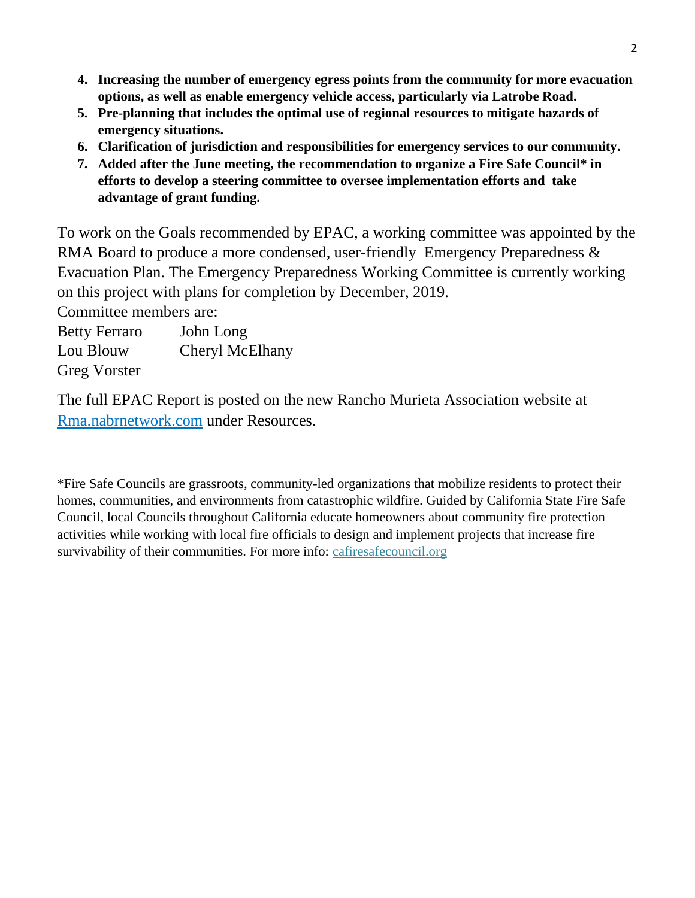4. **Increasing the number of emergency egress points from the community for more evacuation options, as well as enable emergency vehicle access, particularly via Latrobe Road.**
5. **Pre-planning that includes the optimal use of regional resources to mitigate hazards of emergency situations.**
6. **Clarification of jurisdiction and responsibilities for emergency services to our community.**
7. **Added after the June meeting, the recommendation to organize a Fire Safe Council* in efforts to develop a steering committee to oversee implementation efforts and take advantage of grant funding.**

To work on the Goals recommended by EPAC, a working committee was appointed by the RMA Board to produce a more condensed, user-friendly Emergency Preparedness & Evacuation Plan. The Emergency Preparedness Working Committee is currently working on this project with plans for completion by December, 2019.

Committee members are:

| | |
|---|---|
| Betty Ferraro | John Long |
| Lou Blouw | Cheryl McElhany |
| Greg Vorster | |

The full EPAC Report is posted on the new Rancho Murieta Association website at [Rma.nabrnetwork.com](http://Rma.nabrnetwork.com) under Resources.

*Fire Safe Councils are grassroots, community-led organizations that mobilize residents to protect their homes, communities, and environments from catastrophic wildfire. Guided by California State Fire Safe Council, local Councils throughout California educate homeowners about community fire protection activities while working with local fire officials to design and implement projects that increase fire survivability of their communities. For more info: [cafiresafecouncil.org](http://cafiresafecouncil.org)